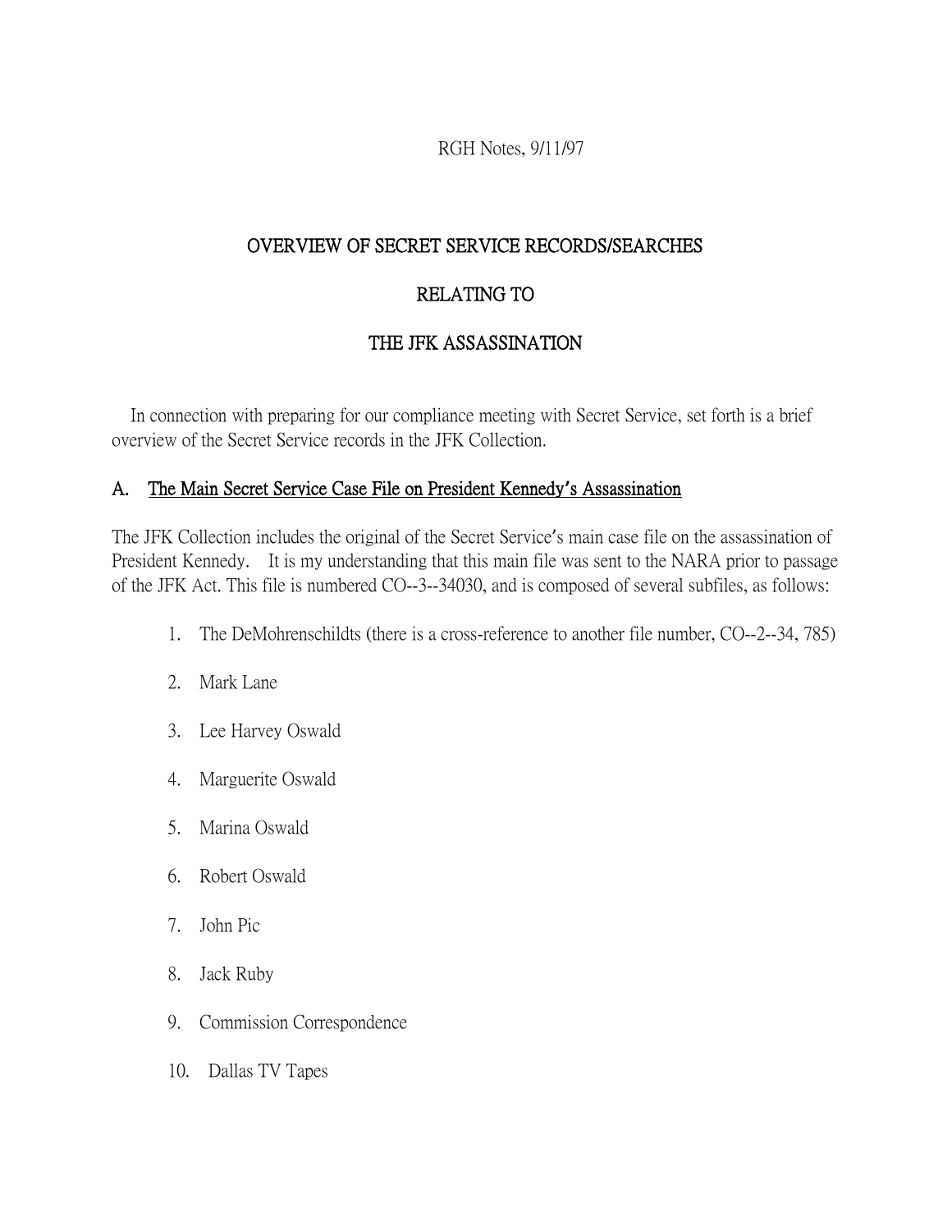RGH Notes, 9/11/97

# OVERVIEW OF SECRET SERVICE RECORDS/SEARCHES

# RELATING TO

# THE JFK ASSASSINATION

In connection with preparing for our compliance meeting with Secret Service, set forth is a brief overview of the Secret Service records in the JFK Collection.

## A. The Main Secret Service Case File on President Kennedy's Assassination

The JFK Collection includes the original of the Secret Service's main case file on the assassination of President Kennedy. It is my understanding that this main file was sent to the NARA prior to passage of the JFK Act. This file is numbered CO--3--34030, and is composed of several subfiles, as follows:

1. The DeMohrenschildts (there is a cross-reference to another file number, CO--2--34, 785)
2. Mark Lane
3. Lee Harvey Oswald
4. Marguerite Oswald
5. Marina Oswald
6. Robert Oswald
7. John Pic
8. Jack Ruby
9. Commission Correspondence
10. Dallas TV Tapes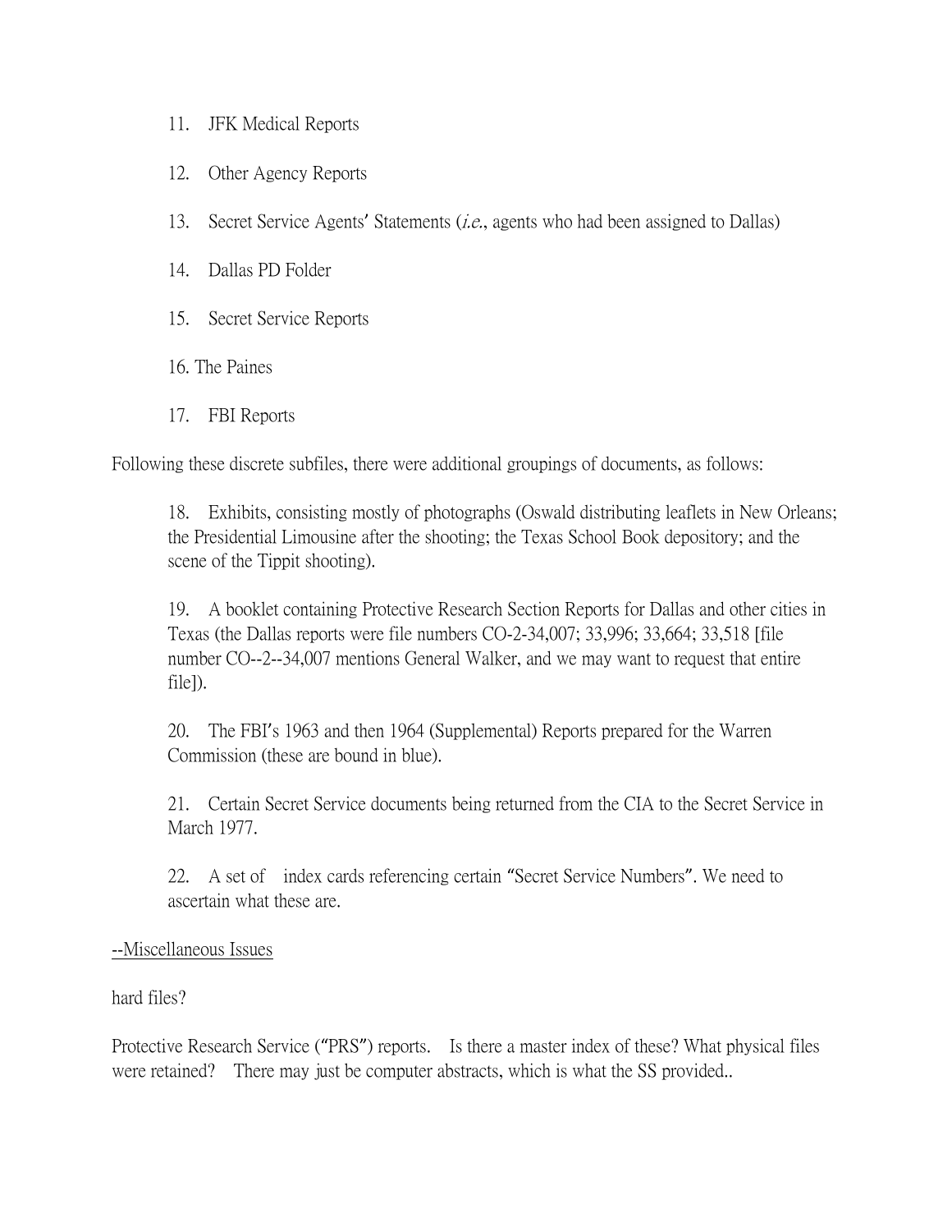11. JFK Medical Reports

12. Other Agency Reports

13. Secret Service Agents' Statements (*i.e.*, agents who had been assigned to Dallas)

14. Dallas PD Folder

15. Secret Service Reports

16. The Paines

17. FBI Reports

Following these discrete subfiles, there were additional groupings of documents, as follows:

18. Exhibits, consisting mostly of photographs (Oswald distributing leaflets in New Orleans; the Presidential Limousine after the shooting; the Texas School Book depository; and the scene of the Tippit shooting).

19. A booklet containing Protective Research Section Reports for Dallas and other cities in Texas (the Dallas reports were file numbers CO-2-34,007; 33,996; 33,664; 33,518 [file number CO--2--34,007 mentions General Walker, and we may want to request that entire file]).

20. The FBI's 1963 and then 1964 (Supplemental) Reports prepared for the Warren Commission (these are bound in blue).

21. Certain Secret Service documents being returned from the CIA to the Secret Service in March 1977.

22. A set of index cards referencing certain "Secret Service Numbers". We need to ascertain what these are.

<u>--Miscellaneous Issues</u>

hard files?

Protective Research Service ("PRS") reports. Is there a master index of these? What physical files were retained? There may just be computer abstracts, which is what the SS provided..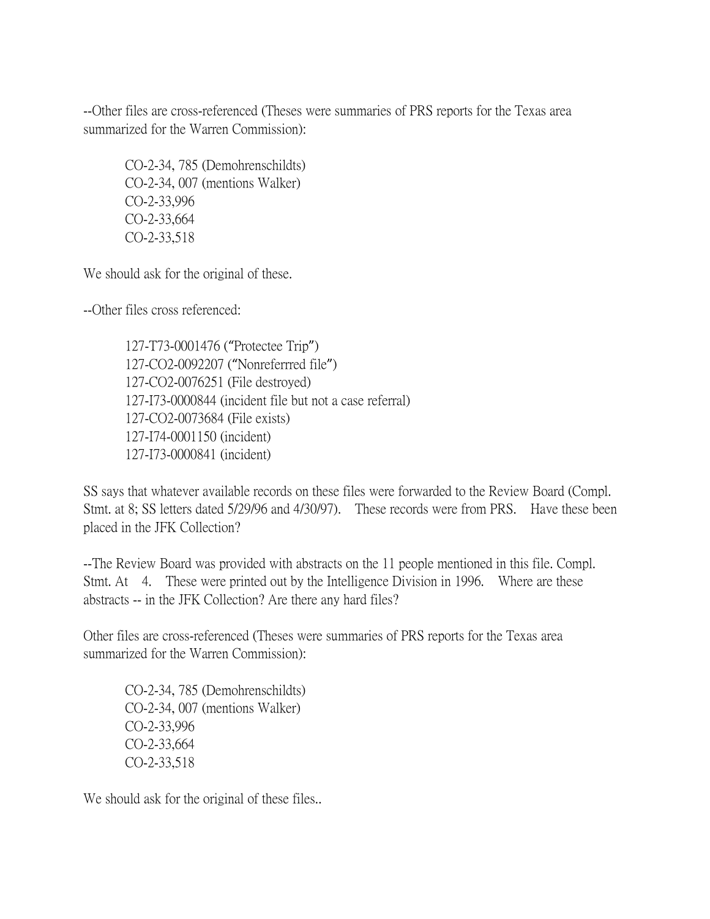--Other files are cross-referenced (Theses were summaries of PRS reports for the Texas area summarized for the Warren Commission):

> CO-2-34, 785 (Demohrenschildts)
> CO-2-34, 007 (mentions Walker)
> CO-2-33,996
> CO-2-33,664
> CO-2-33,518

We should ask for the original of these.

--Other files cross referenced:

> 127-T73-0001476 ("Protectee Trip")
> 127-CO2-0092207 ("Nonreferrred file")
> 127-CO2-0076251 (File destroyed)
> 127-I73-0000844 (incident file but not a case referral)
> 127-CO2-0073684 (File exists)
> 127-I74-0001150 (incident)
> 127-I73-0000841 (incident)

SS says that whatever available records on these files were forwarded to the Review Board (Compl. Stmt. at 8; SS letters dated 5/29/96 and 4/30/97). These records were from PRS. Have these been placed in the JFK Collection?

--The Review Board was provided with abstracts on the 11 people mentioned in this file. Compl. Stmt. At 4. These were printed out by the Intelligence Division in 1996. Where are these abstracts -- in the JFK Collection? Are there any hard files?

Other files are cross-referenced (Theses were summaries of PRS reports for the Texas area summarized for the Warren Commission):

> CO-2-34, 785 (Demohrenschildts)
> CO-2-34, 007 (mentions Walker)
> CO-2-33,996
> CO-2-33,664
> CO-2-33,518

We should ask for the original of these files..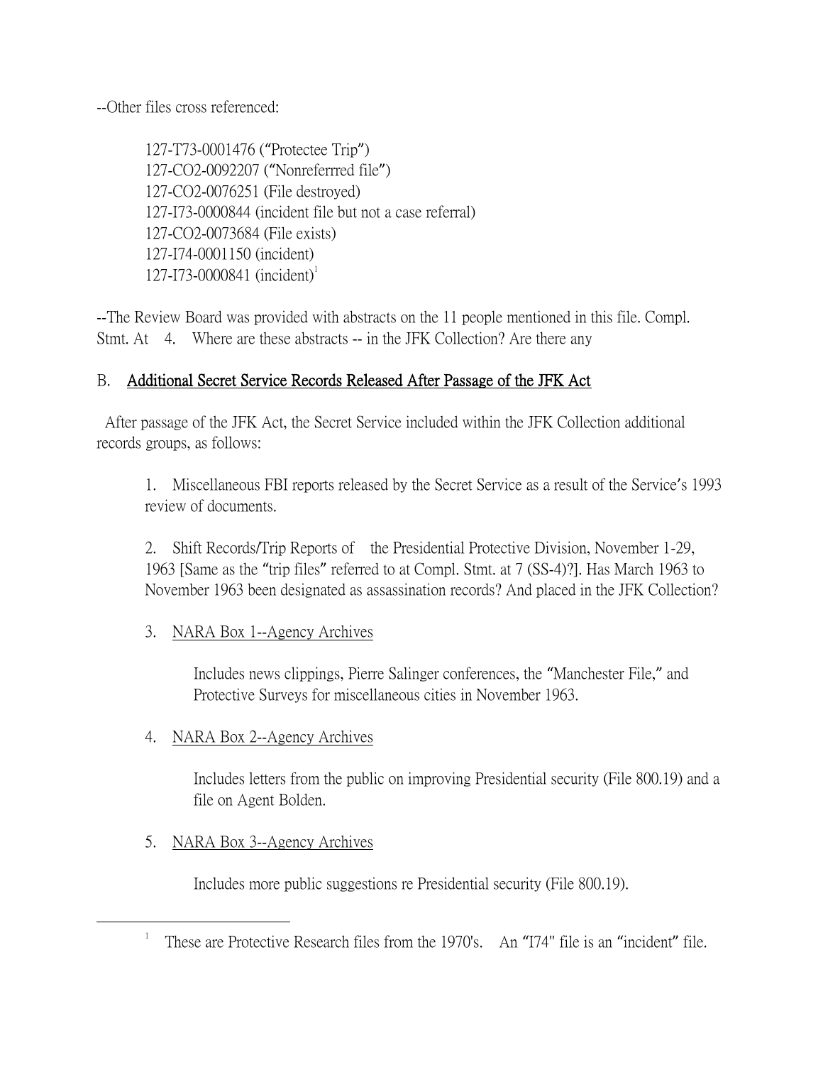--Other files cross referenced:

> 127-T73-0001476 ("Protectee Trip")
> 127-CO2-0092207 ("Nonreferrred file")
> 127-CO2-0076251 (File destroyed)
> 127-I73-0000844 (incident file but not a case referral)
> 127-CO2-0073684 (File exists)
> 127-I74-0001150 (incident)
> 127-I73-0000841 (incident)[1]

--The Review Board was provided with abstracts on the 11 people mentioned in this file. Compl. Stmt. At 4. Where are these abstracts -- in the JFK Collection? Are there any

## B. Additional Secret Service Records Released After Passage of the JFK Act

After passage of the JFK Act, the Secret Service included within the JFK Collection additional records groups, as follows:

1. Miscellaneous FBI reports released by the Secret Service as a result of the Service's 1993 review of documents.

2. Shift Records/Trip Reports of the Presidential Protective Division, November 1-29, 1963 [Same as the "trip files" referred to at Compl. Stmt. at 7 (SS-4)?]. Has March 1963 to November 1963 been designated as assassination records? And placed in the JFK Collection?

3. NARA Box 1--Agency Archives

   Includes news clippings, Pierre Salinger conferences, the "Manchester File," and Protective Surveys for miscellaneous cities in November 1963.

4. NARA Box 2--Agency Archives

   Includes letters from the public on improving Presidential security (File 800.19) and a file on Agent Bolden.

5. NARA Box 3--Agency Archives

   Includes more public suggestions re Presidential security (File 800.19).

---

[1] These are Protective Research files from the 1970's. An "I74" file is an "incident" file.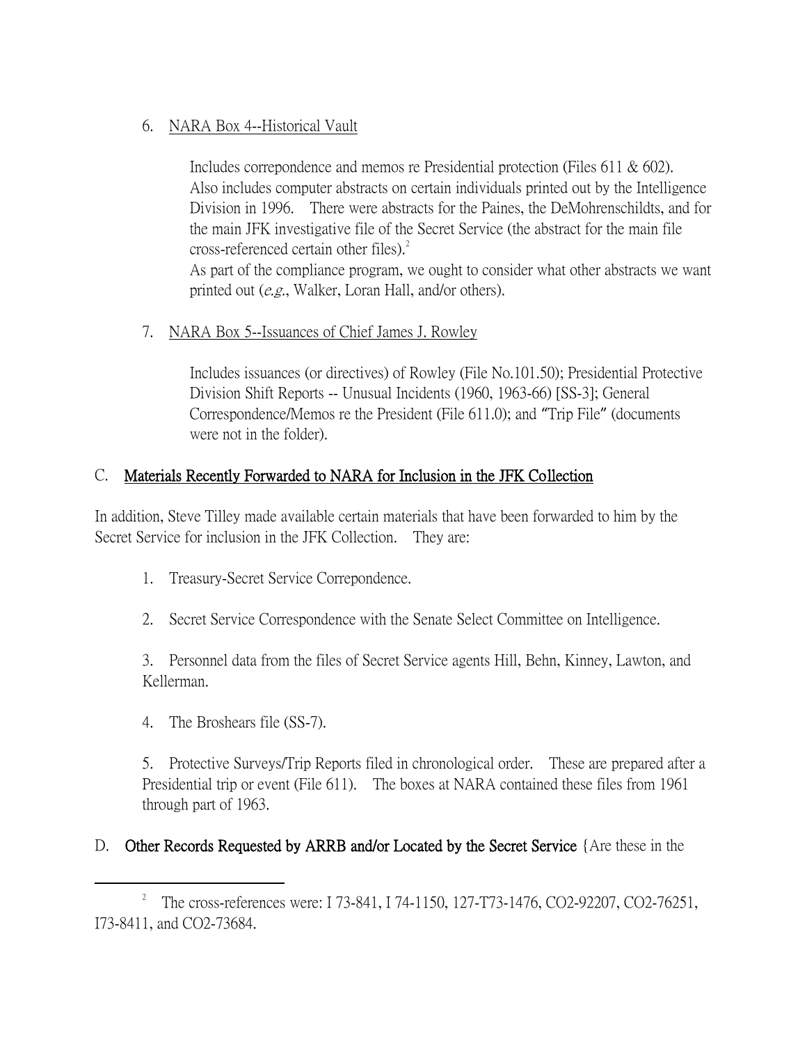6. NARA Box 4--Historical Vault

   Includes correpondence and memos re Presidential protection (Files 611 & 602). Also includes computer abstracts on certain individuals printed out by the Intelligence Division in 1996. There were abstracts for the Paines, the DeMohrenschildts, and for the main JFK investigative file of the Secret Service (the abstract for the main file cross-referenced certain other files).[2]
   As part of the compliance program, we ought to consider what other abstracts we want printed out (*e.g.*, Walker, Loran Hall, and/or others).

7. NARA Box 5--Issuances of Chief James J. Rowley

   Includes issuances (or directives) of Rowley (File No.101.50); Presidential Protective Division Shift Reports -- Unusual Incidents (1960, 1963-66) [SS-3]; General Correspondence/Memos re the President (File 611.0); and "Trip File" (documents were not in the folder).

## C. Materials Recently Forwarded to NARA for Inclusion in the JFK Collection

In addition, Steve Tilley made available certain materials that have been forwarded to him by the Secret Service for inclusion in the JFK Collection. They are:

1. Treasury-Secret Service Correpondence.

2. Secret Service Correspondence with the Senate Select Committee on Intelligence.

3. Personnel data from the files of Secret Service agents Hill, Behn, Kinney, Lawton, and Kellerman.

4. The Broshears file (SS-7).

5. Protective Surveys/Trip Reports filed in chronological order. These are prepared after a Presidential trip or event (File 611). The boxes at NARA contained these files from 1961 through part of 1963.

## D. Other Records Requested by ARRB and/or Located by the Secret Service {Are these in the

[2] The cross-references were: I 73-841, I 74-1150, 127-T73-1476, CO2-92207, CO2-76251, I73-8411, and CO2-73684.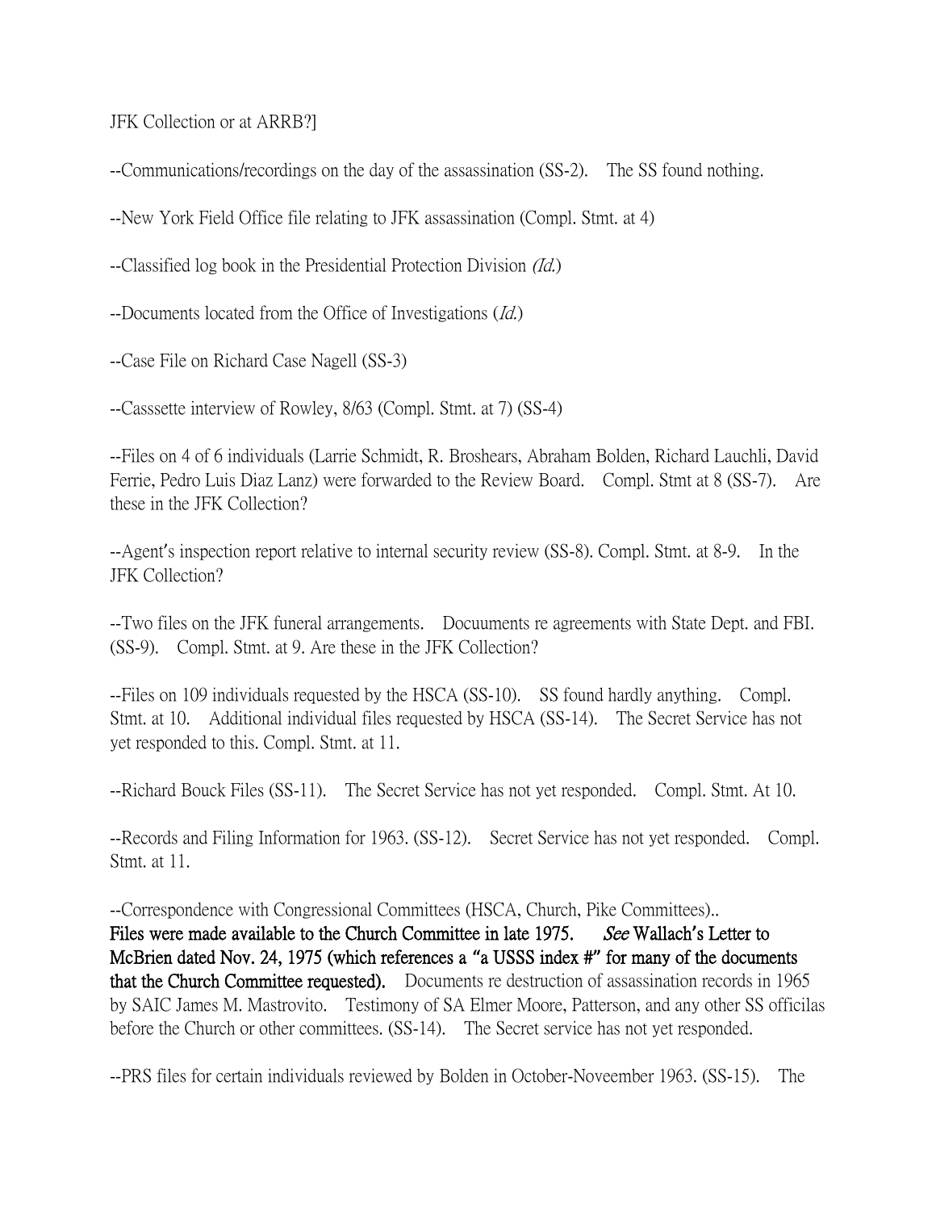JFK Collection or at ARRB?]

--Communications/recordings on the day of the assassination (SS-2). The SS found nothing.

--New York Field Office file relating to JFK assassination (Compl. Stmt. at 4)

--Classified log book in the Presidential Protection Division *(Id.)*

--Documents located from the Office of Investigations (*Id.*)

--Case File on Richard Case Nagell (SS-3)

--Casssette interview of Rowley, 8/63 (Compl. Stmt. at 7) (SS-4)

--Files on 4 of 6 individuals (Larrie Schmidt, R. Broshears, Abraham Bolden, Richard Lauchli, David Ferrie, Pedro Luis Diaz Lanz) were forwarded to the Review Board. Compl. Stmt at 8 (SS-7). Are these in the JFK Collection?

--Agent's inspection report relative to internal security review (SS-8). Compl. Stmt. at 8-9. In the JFK Collection?

--Two files on the JFK funeral arrangements. Docuuments re agreements with State Dept. and FBI. (SS-9). Compl. Stmt. at 9. Are these in the JFK Collection?

--Files on 109 individuals requested by the HSCA (SS-10). SS found hardly anything. Compl. Stmt. at 10. Additional individual files requested by HSCA (SS-14). The Secret Service has not yet responded to this. Compl. Stmt. at 11.

--Richard Bouck Files (SS-11). The Secret Service has not yet responded. Compl. Stmt. At 10.

--Records and Filing Information for 1963. (SS-12). Secret Service has not yet responded. Compl. Stmt. at 11.

--Correspondence with Congressional Committees (HSCA, Church, Pike Committees).. **Files were made available to the Church Committee in late 1975. *See* Wallach's Letter to McBrien dated Nov. 24, 1975 (which references a "a USSS index #" for many of the documents that the Church Committee requested).** Documents re destruction of assassination records in 1965 by SAIC James M. Mastrovito. Testimony of SA Elmer Moore, Patterson, and any other SS officilas before the Church or other committees. (SS-14). The Secret service has not yet responded.

--PRS files for certain individuals reviewed by Bolden in October-Noveember 1963. (SS-15). The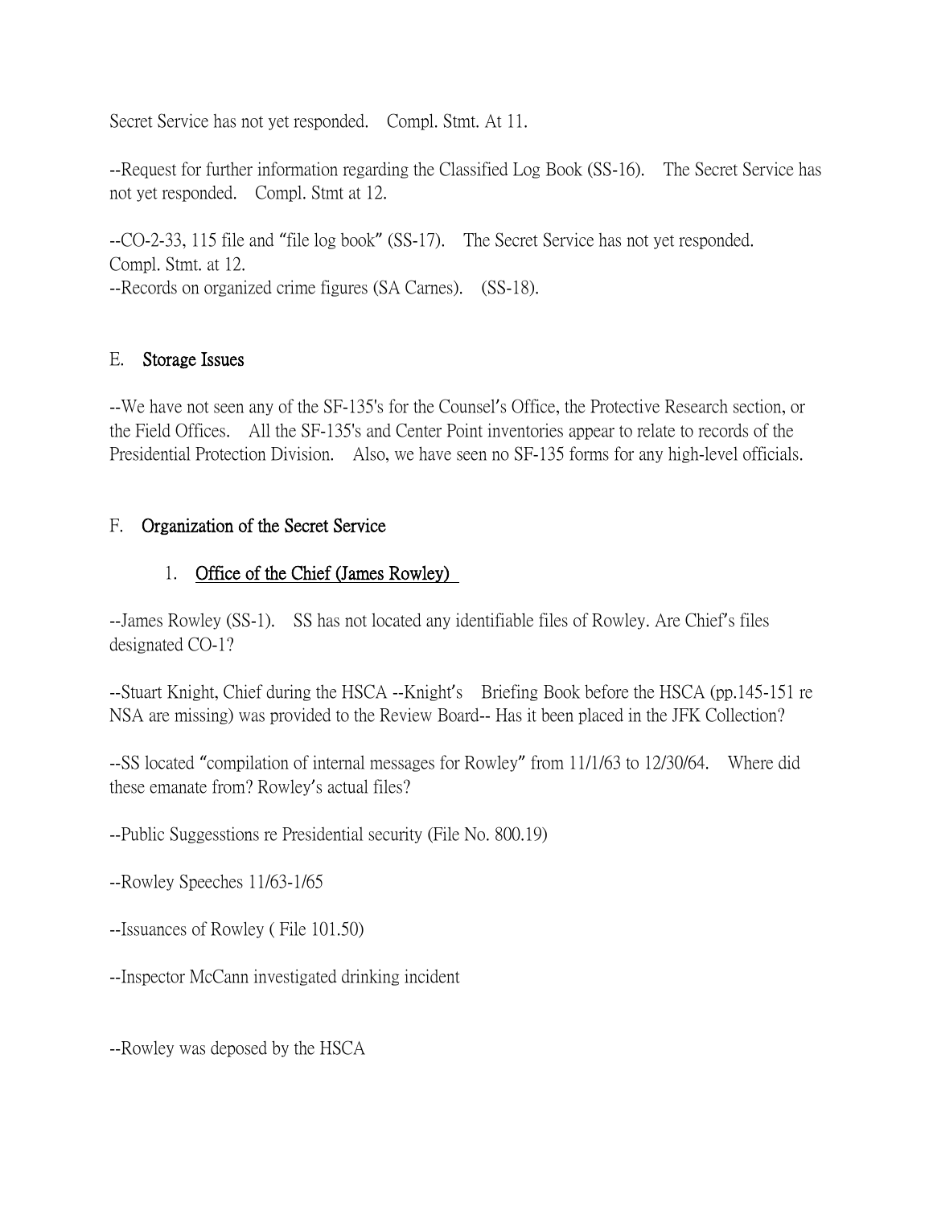Secret Service has not yet responded. Compl. Stmt. At 11.

--Request for further information regarding the Classified Log Book (SS-16). The Secret Service has not yet responded. Compl. Stmt at 12.

--CO-2-33, 115 file and "file log book" (SS-17). The Secret Service has not yet responded. Compl. Stmt. at 12.
--Records on organized crime figures (SA Carnes). (SS-18).

## E. Storage Issues

--We have not seen any of the SF-135's for the Counsel's Office, the Protective Research section, or the Field Offices. All the SF-135's and Center Point inventories appear to relate to records of the Presidential Protection Division. Also, we have seen no SF-135 forms for any high-level officials.

## F. Organization of the Secret Service

### 1. Office of the Chief (James Rowley)

--James Rowley (SS-1). SS has not located any identifiable files of Rowley. Are Chief's files designated CO-1?

--Stuart Knight, Chief during the HSCA --Knight's Briefing Book before the HSCA (pp.145-151 re NSA are missing) was provided to the Review Board-- Has it been placed in the JFK Collection?

--SS located "compilation of internal messages for Rowley" from 11/1/63 to 12/30/64. Where did these emanate from? Rowley's actual files?

--Public Suggesstions re Presidential security (File No. 800.19)

--Rowley Speeches 11/63-1/65

--Issuances of Rowley ( File 101.50)

--Inspector McCann investigated drinking incident

--Rowley was deposed by the HSCA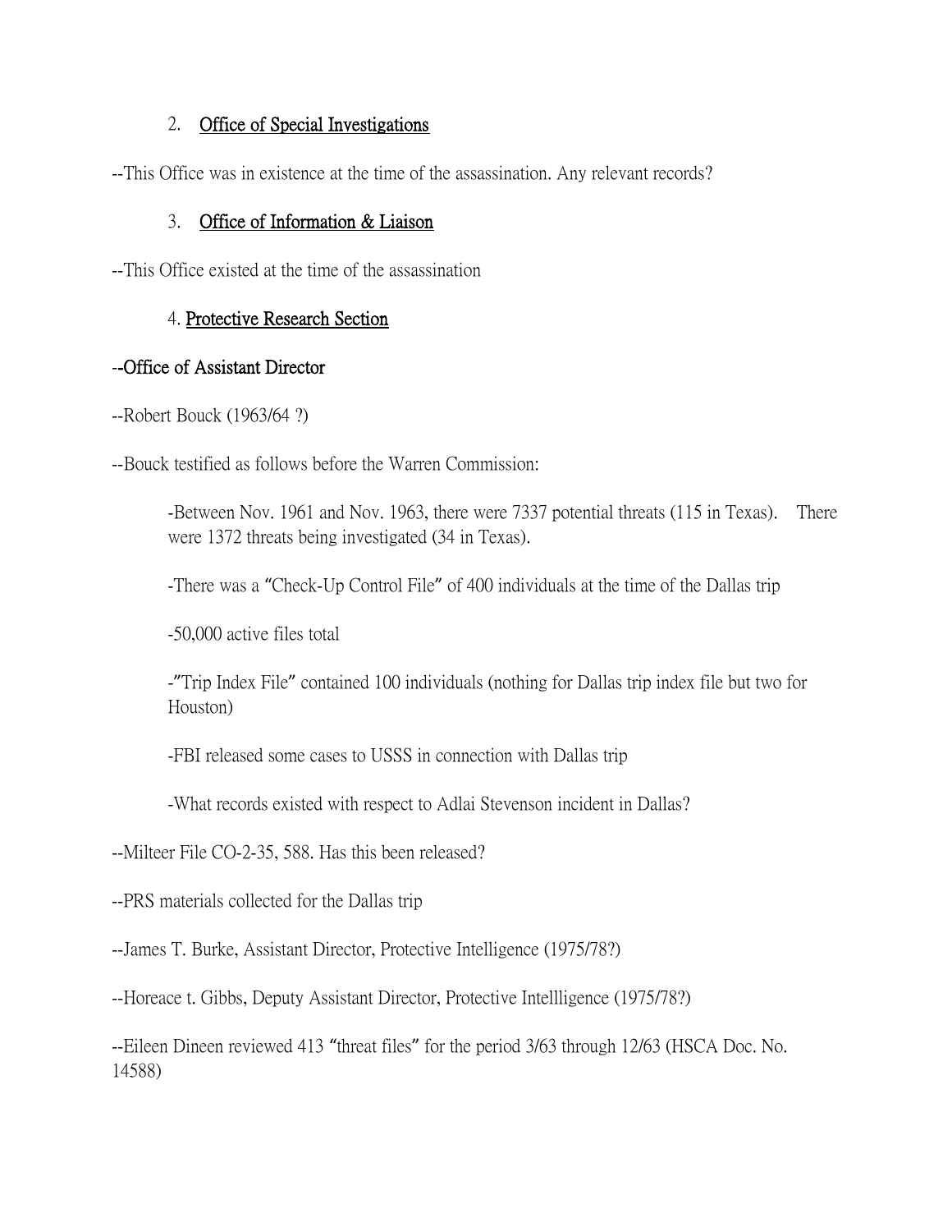2. <u>Office of Special Investigations</u>

--This Office was in existence at the time of the assassination. Any relevant records?

3. <u>Office of Information & Liaison</u>

--This Office existed at the time of the assassination

4. <u>Protective Research Section</u>

--<u>Office of Assistant Director</u>

--Robert Bouck (1963/64 ?)

--Bouck testified as follows before the Warren Commission:

> -Between Nov. 1961 and Nov. 1963, there were 7337 potential threats (115 in Texas). There were 1372 threats being investigated (34 in Texas).
>
> -There was a "Check-Up Control File" of 400 individuals at the time of the Dallas trip
>
> -50,000 active files total
>
> -"Trip Index File" contained 100 individuals (nothing for Dallas trip index file but two for Houston)
>
> -FBI released some cases to USSS in connection with Dallas trip
>
> -What records existed with respect to Adlai Stevenson incident in Dallas?

--Milteer File CO-2-35, 588. Has this been released?

--PRS materials collected for the Dallas trip

--James T. Burke, Assistant Director, Protective Intelligence (1975/78?)

--Horeace t. Gibbs, Deputy Assistant Director, Protective Intellligence (1975/78?)

--Eileen Dineen reviewed 413 "threat files" for the period 3/63 through 12/63 (HSCA Doc. No. 14588)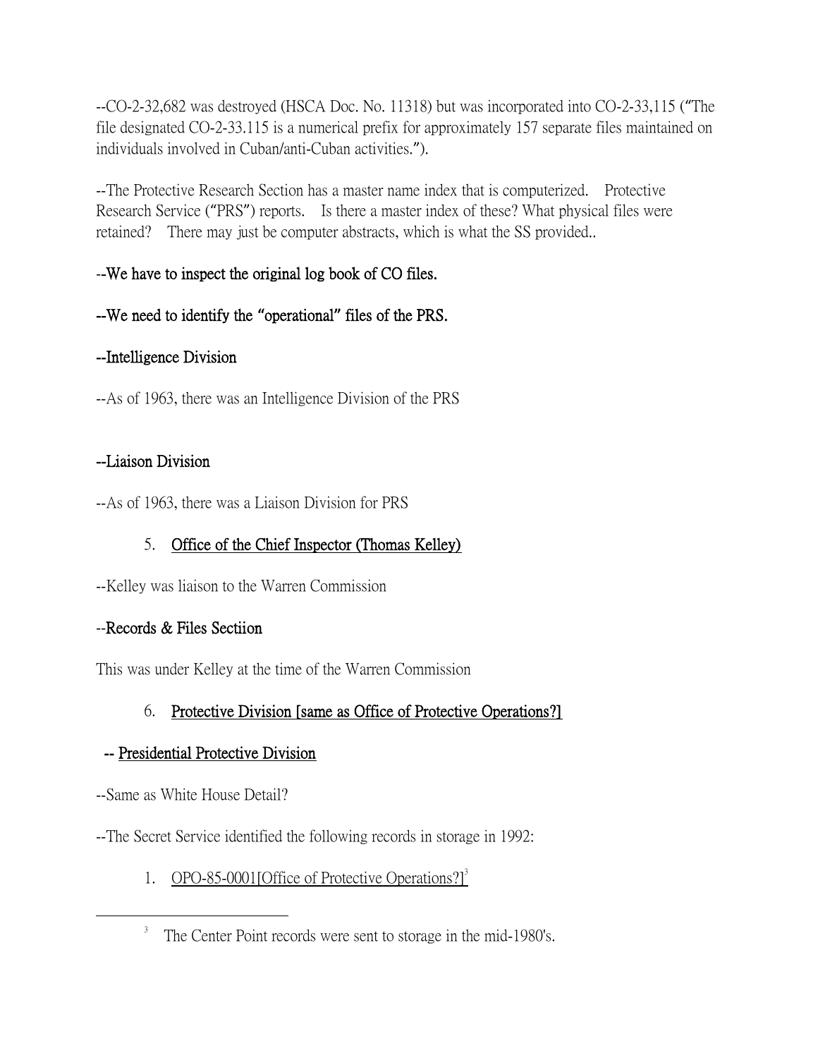--CO-2-32,682 was destroyed (HSCA Doc. No. 11318) but was incorporated into CO-2-33,115 ("The file designated CO-2-33.115 is a numerical prefix for approximately 157 separate files maintained on individuals involved in Cuban/anti-Cuban activities.").

--The Protective Research Section has a master name index that is computerized. Protective Research Service ("PRS") reports. Is there a master index of these? What physical files were retained? There may just be computer abstracts, which is what the SS provided..

**--We have to inspect the original log book of CO files.**

**--We need to identify the "operational" files of the PRS.**

**--Intelligence Division**

--As of 1963, there was an Intelligence Division of the PRS

**--Liaison Division**

--As of 1963, there was a Liaison Division for PRS

5. <u>Office of the Chief Inspector (Thomas Kelley)</u>

--Kelley was liaison to the Warren Commission

--Records & Files Sectiion

This was under Kelley at the time of the Warren Commission

6. <u>Protective Division [same as Office of Protective Operations?]</u>

-- <u>Presidential Protective Division</u>

--Same as White House Detail?

--The Secret Service identified the following records in storage in 1992:

1. <u>OPO-85-0001[Office of Protective Operations?]</u>[3]

---

[3] The Center Point records were sent to storage in the mid-1980's.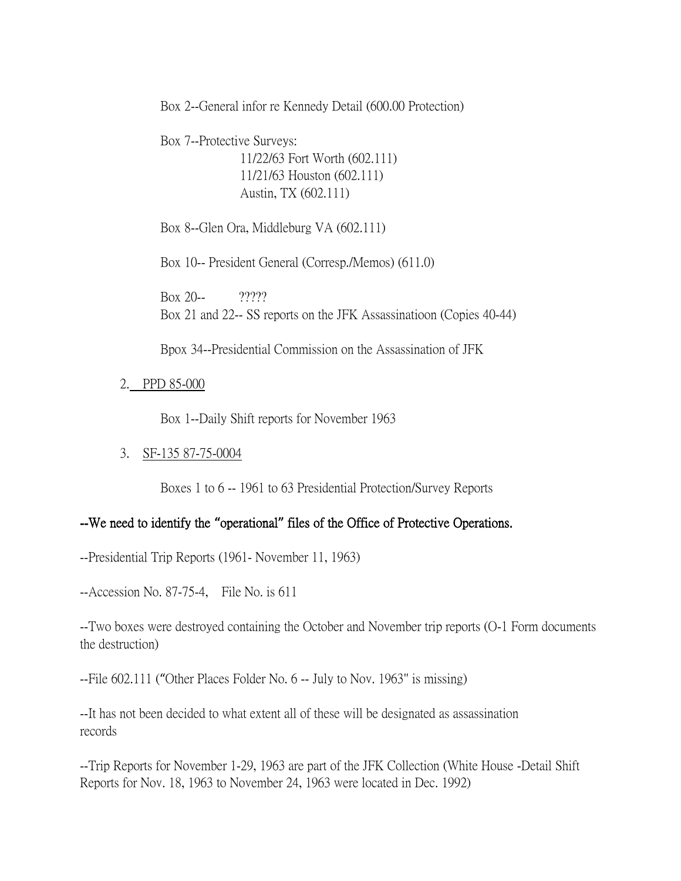Box 2--General infor re Kennedy Detail (600.00 Protection)

Box 7--Protective Surveys:
11/22/63 Fort Worth (602.111)
11/21/63 Houston (602.111)
Austin, TX (602.111)

Box 8--Glen Ora, Middleburg VA (602.111)

Box 10-- President General (Corresp./Memos) (611.0)

Box 20-- ?????
Box 21 and 22-- SS reports on the JFK Assassinatioon (Copies 40-44)

Bpox 34--Presidential Commission on the Assassination of JFK

2. PPD 85-000

Box 1--Daily Shift reports for November 1963

3. SF-135 87-75-0004

Boxes 1 to 6 -- 1961 to 63 Presidential Protection/Survey Reports

**--We need to identify the "operational" files of the Office of Protective Operations.**

--Presidential Trip Reports (1961- November 11, 1963)

--Accession No. 87-75-4, File No. is 611

--Two boxes were destroyed containing the October and November trip reports (O-1 Form documents the destruction)

--File 602.111 ("Other Places Folder No. 6 -- July to Nov. 1963" is missing)

--It has not been decided to what extent all of these will be designated as assassination records

--Trip Reports for November 1-29, 1963 are part of the JFK Collection (White House -Detail Shift Reports for Nov. 18, 1963 to November 24, 1963 were located in Dec. 1992)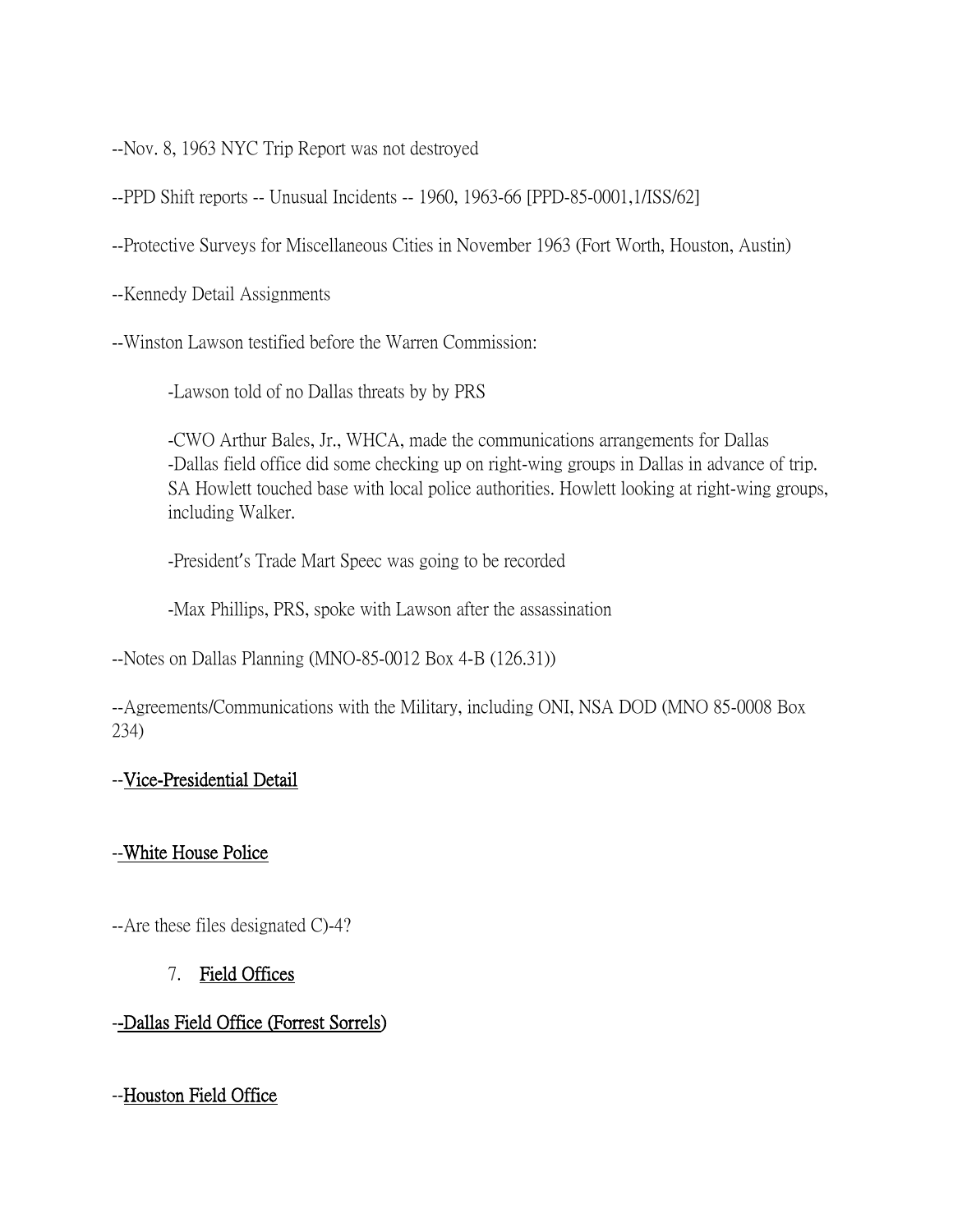--Nov. 8, 1963 NYC Trip Report was not destroyed

--PPD Shift reports -- Unusual Incidents -- 1960, 1963-66 [PPD-85-0001,1/ISS/62]

--Protective Surveys for Miscellaneous Cities in November 1963 (Fort Worth, Houston, Austin)

--Kennedy Detail Assignments

--Winston Lawson testified before the Warren Commission:

> -Lawson told of no Dallas threats by by PRS
>
> -CWO Arthur Bales, Jr., WHCA, made the communications arrangements for Dallas
> -Dallas field office did some checking up on right-wing groups in Dallas in advance of trip. SA Howlett touched base with local police authorities. Howlett looking at right-wing groups, including Walker.
>
> -President's Trade Mart Speec was going to be recorded
>
> -Max Phillips, PRS, spoke with Lawson after the assassination

--Notes on Dallas Planning (MNO-85-0012 Box 4-B (126.31))

--Agreements/Communications with the Military, including ONI, NSA DOD (MNO 85-0008 Box 234)

--<u>Vice-Presidential Detail</u>

--<u>-White House Police</u>

--Are these files designated C)-4?

7. <u>Field Offices</u>

--<u>-Dallas Field Office (Forrest Sorrels)</u>

--<u>Houston Field Office</u>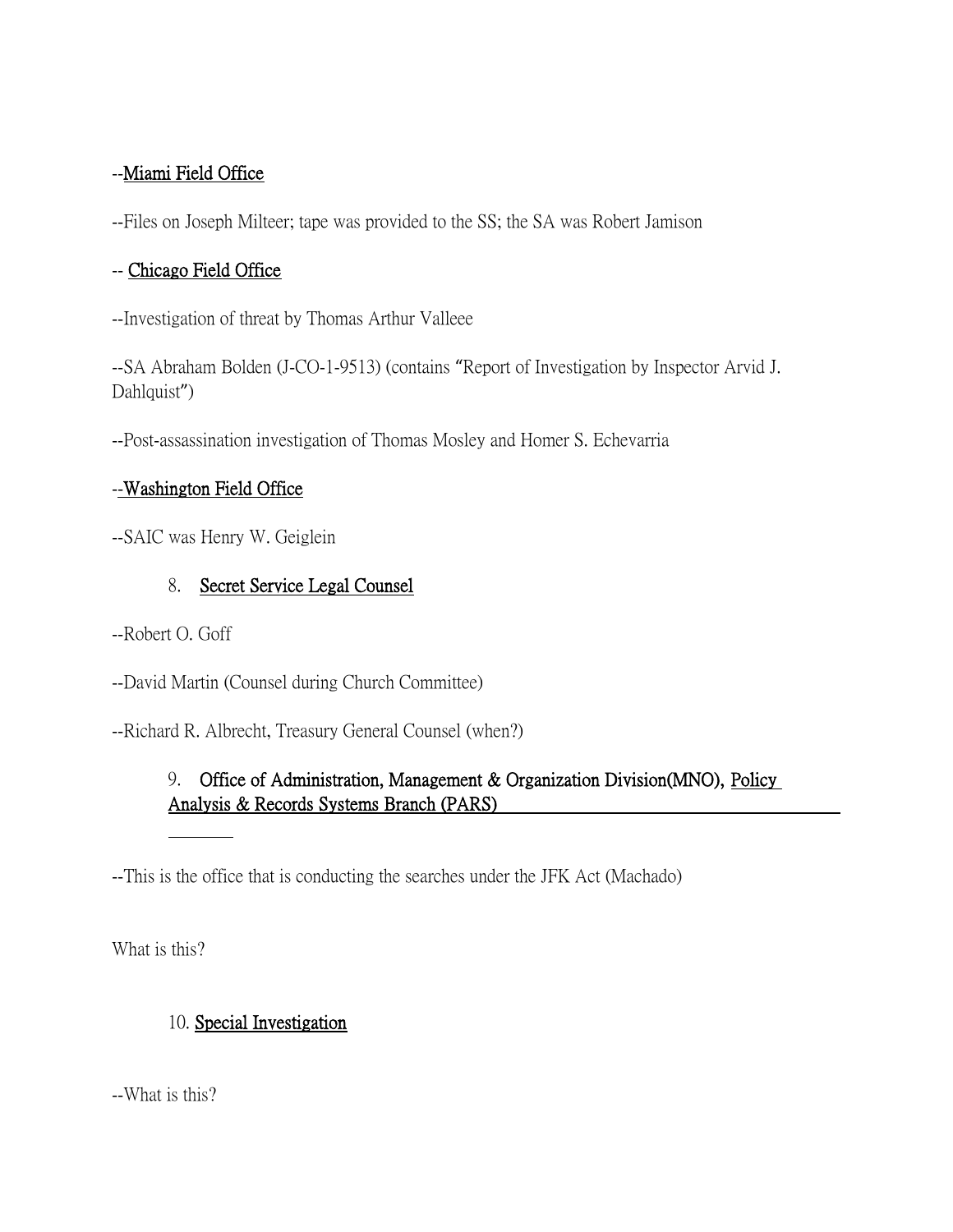--Miami Field Office

--Files on Joseph Milteer; tape was provided to the SS; the SA was Robert Jamison

-- Chicago Field Office

--Investigation of threat by Thomas Arthur Valleee

--SA Abraham Bolden (J-CO-1-9513) (contains "Report of Investigation by Inspector Arvid J. Dahlquist")

--Post-assassination investigation of Thomas Mosley and Homer S. Echevarria

--Washington Field Office

--SAIC was Henry W. Geiglein

8. Secret Service Legal Counsel

--Robert O. Goff

--David Martin (Counsel during Church Committee)

--Richard R. Albrecht, Treasury General Counsel (when?)

9. Office of Administration, Management & Organization Division(MNO), Policy Analysis & Records Systems Branch (PARS)

--This is the office that is conducting the searches under the JFK Act (Machado)

What is this?

10. Special Investigation

--What is this?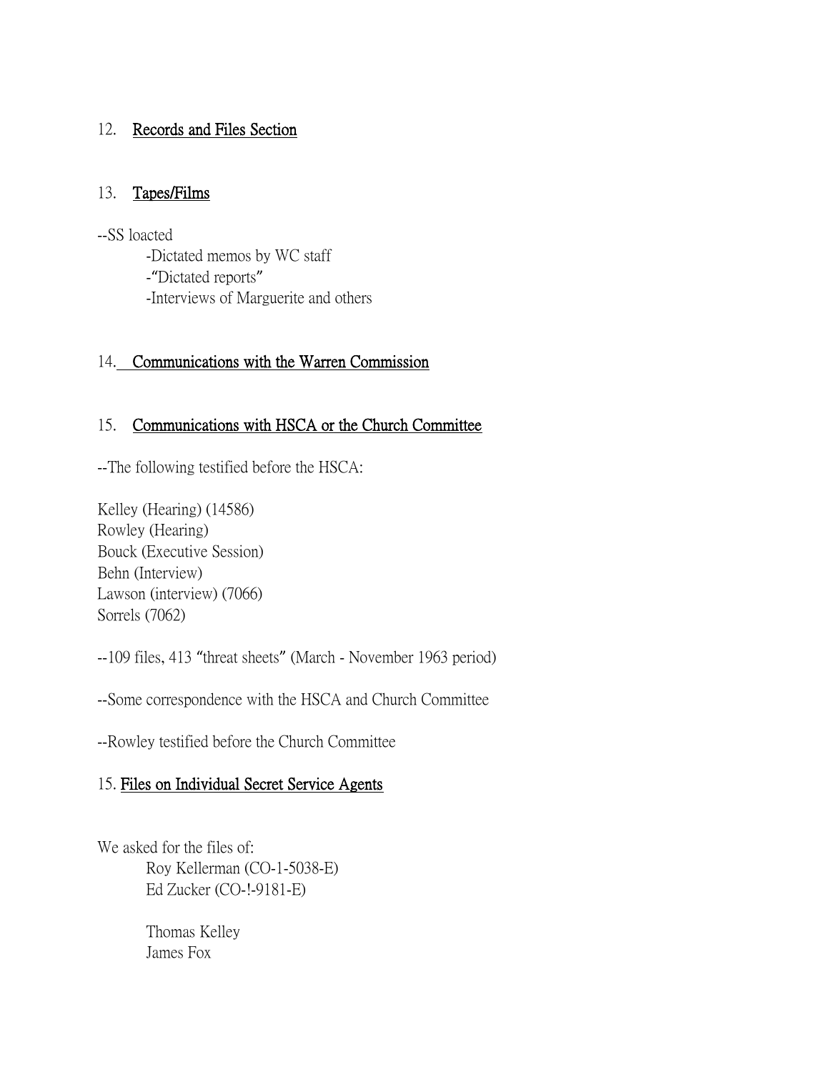12. Records and Files Section

13. Tapes/Films

--SS loacted

- -Dictated memos by WC staff
- -"Dictated reports"
- -Interviews of Marguerite and others

14. Communications with the Warren Commission

15. Communications with HSCA or the Church Committee

--The following testified before the HSCA:

Kelley (Hearing) (14586)
Rowley (Hearing)
Bouck (Executive Session)
Behn (Interview)
Lawson (interview) (7066)
Sorrels (7062)

--109 files, 413 "threat sheets" (March - November 1963 period)

--Some correspondence with the HSCA and Church Committee

--Rowley testified before the Church Committee

15. Files on Individual Secret Service Agents

We asked for the files of:

Roy Kellerman (CO-1-5038-E)
Ed Zucker (CO-!-9181-E)

Thomas Kelley
James Fox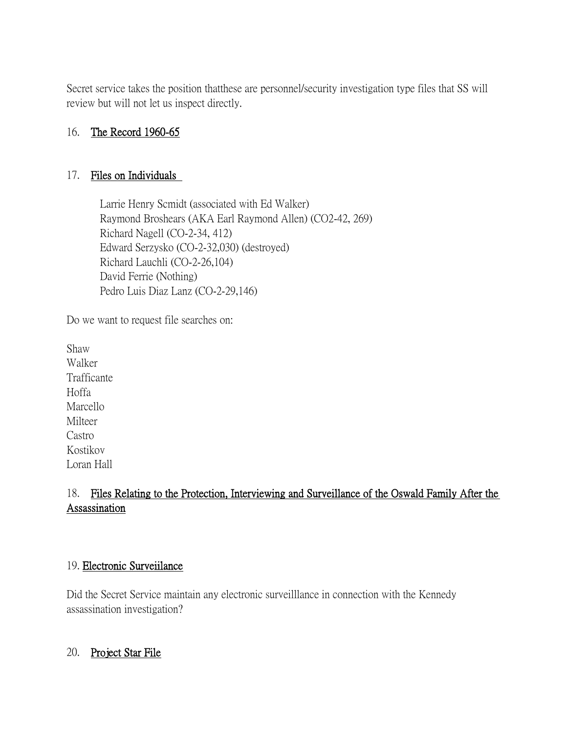Secret service takes the position thatthese are personnel/security investigation type files that SS will review but will not let us inspect directly.

16. <u>The Record 1960-65</u>

17. <u>Files on Individuals</u>

> Larrie Henry Scmidt (associated with Ed Walker)
> Raymond Broshears (AKA Earl Raymond Allen) (CO2-42, 269)
> Richard Nagell (CO-2-34, 412)
> Edward Serzysko (CO-2-32,030) (destroyed)
> Richard Lauchli (CO-2-26,104)
> David Ferrie (Nothing)
> Pedro Luis Diaz Lanz (CO-2-29,146)

Do we want to request file searches on:

Shaw
Walker
Trafficante
Hoffa
Marcello
Milteer
Castro
Kostikov
Loran Hall

18. <u>Files Relating to the Protection, Interviewing and Surveillance of the Oswald Family After the Assassination</u>

19. <u>Electronic Surveiilance</u>

Did the Secret Service maintain any electronic surveilllance in connection with the Kennedy assassination investigation?

20. <u>Project Star File</u>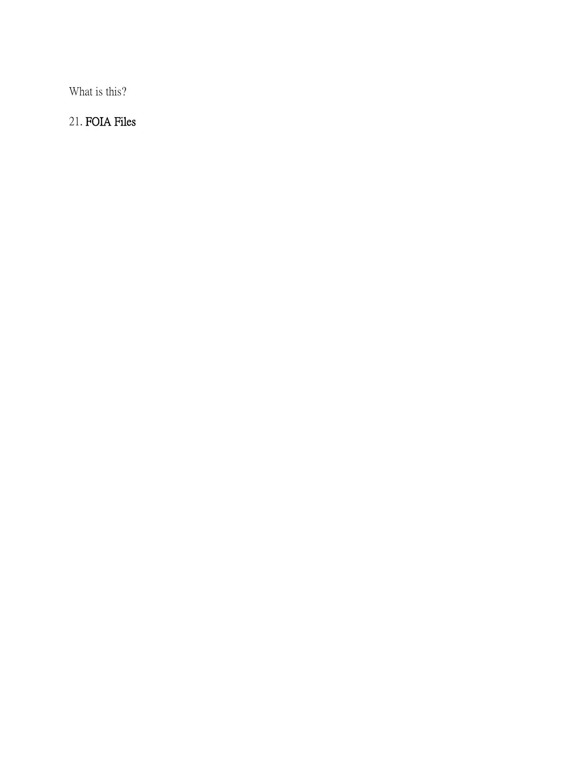What is this?

21. **FOIA Files**